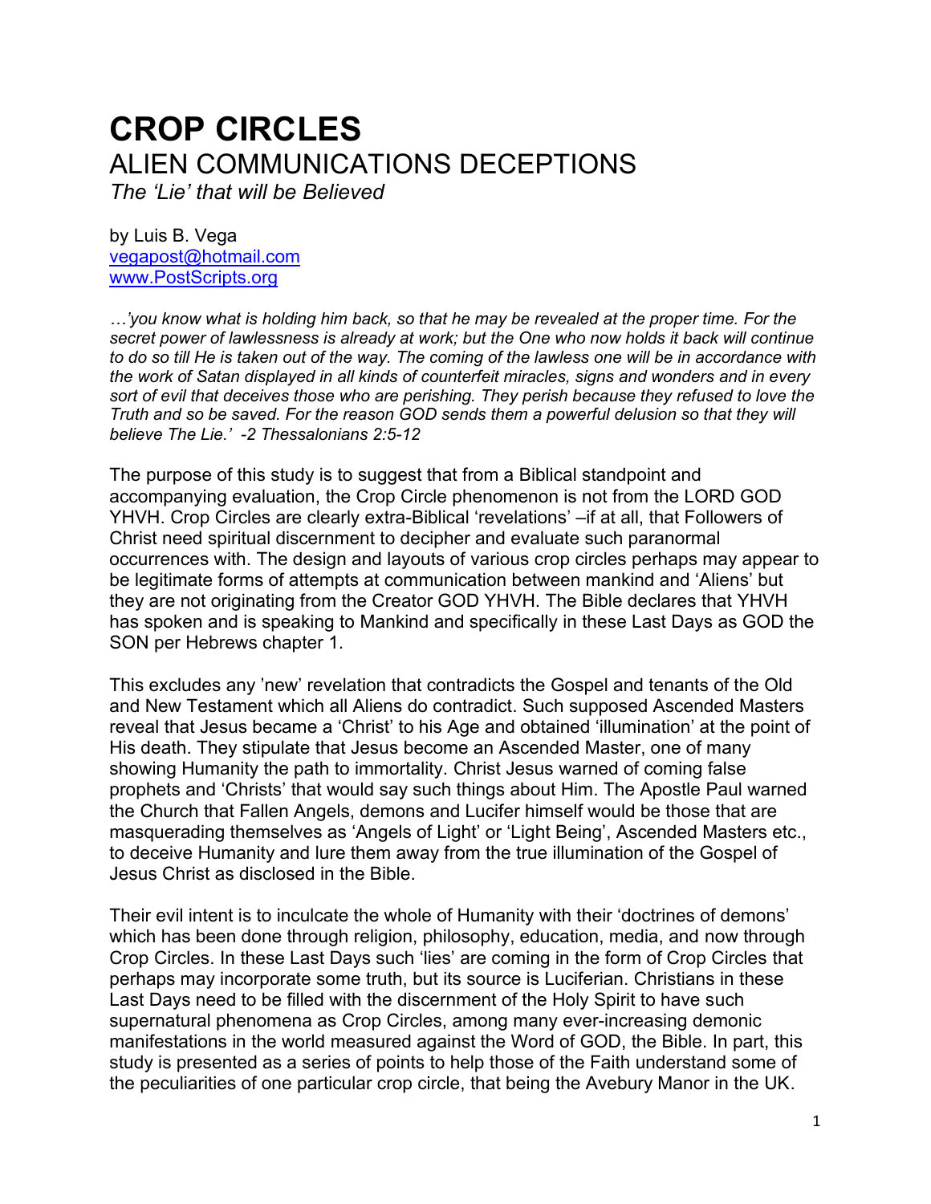# CROP CIRCLES

## ALIEN COMMUNICATIONS DECEPTIONS

*The 'Lie' that will be Believed*

by Luis B. Vega
vegapost@hotmail.com
www.PostScripts.org

*…'you know what is holding him back, so that he may be revealed at the proper time. For the secret power of lawlessness is already at work; but the One who now holds it back will continue to do so till He is taken out of the way. The coming of the lawless one will be in accordance with the work of Satan displayed in all kinds of counterfeit miracles, signs and wonders and in every sort of evil that deceives those who are perishing. They perish because they refused to love the Truth and so be saved. For the reason GOD sends them a powerful delusion so that they will believe The Lie.' -2 Thessalonians 2:5-12*

The purpose of this study is to suggest that from a Biblical standpoint and accompanying evaluation, the Crop Circle phenomenon is not from the LORD GOD YHVH. Crop Circles are clearly extra-Biblical 'revelations' –if at all, that Followers of Christ need spiritual discernment to decipher and evaluate such paranormal occurrences with. The design and layouts of various crop circles perhaps may appear to be legitimate forms of attempts at communication between mankind and 'Aliens' but they are not originating from the Creator GOD YHVH. The Bible declares that YHVH has spoken and is speaking to Mankind and specifically in these Last Days as GOD the SON per Hebrews chapter 1.

This excludes any 'new' revelation that contradicts the Gospel and tenants of the Old and New Testament which all Aliens do contradict. Such supposed Ascended Masters reveal that Jesus became a 'Christ' to his Age and obtained 'illumination' at the point of His death. They stipulate that Jesus become an Ascended Master, one of many showing Humanity the path to immortality. Christ Jesus warned of coming false prophets and 'Christs' that would say such things about Him. The Apostle Paul warned the Church that Fallen Angels, demons and Lucifer himself would be those that are masquerading themselves as 'Angels of Light' or 'Light Being', Ascended Masters etc., to deceive Humanity and lure them away from the true illumination of the Gospel of Jesus Christ as disclosed in the Bible.

Their evil intent is to inculcate the whole of Humanity with their 'doctrines of demons' which has been done through religion, philosophy, education, media, and now through Crop Circles. In these Last Days such 'lies' are coming in the form of Crop Circles that perhaps may incorporate some truth, but its source is Luciferian. Christians in these Last Days need to be filled with the discernment of the Holy Spirit to have such supernatural phenomena as Crop Circles, among many ever-increasing demonic manifestations in the world measured against the Word of GOD, the Bible. In part, this study is presented as a series of points to help those of the Faith understand some of the peculiarities of one particular crop circle, that being the Avebury Manor in the UK.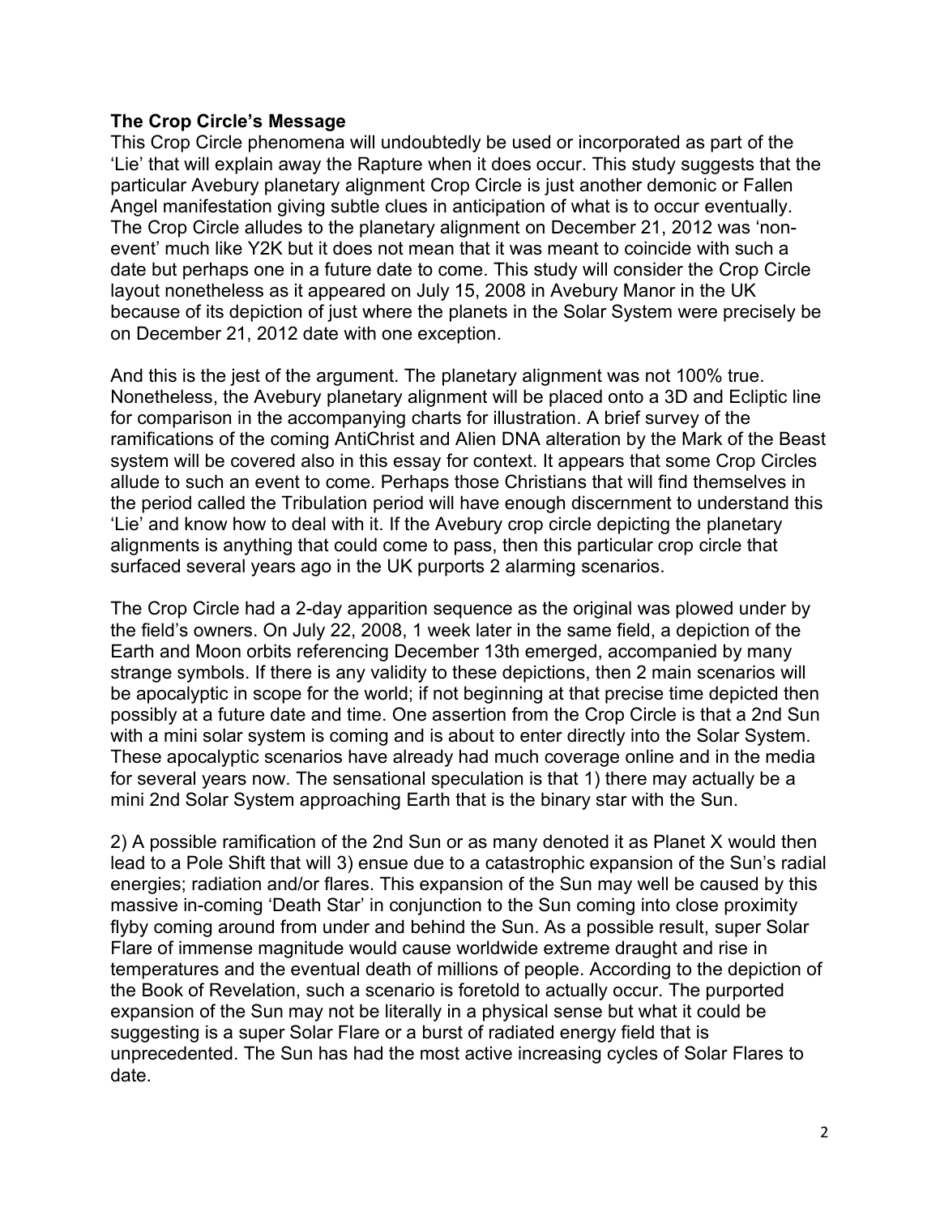**The Crop Circle's Message**

This Crop Circle phenomena will undoubtedly be used or incorporated as part of the 'Lie' that will explain away the Rapture when it does occur. This study suggests that the particular Avebury planetary alignment Crop Circle is just another demonic or Fallen Angel manifestation giving subtle clues in anticipation of what is to occur eventually. The Crop Circle alludes to the planetary alignment on December 21, 2012 was 'non-event' much like Y2K but it does not mean that it was meant to coincide with such a date but perhaps one in a future date to come. This study will consider the Crop Circle layout nonetheless as it appeared on July 15, 2008 in Avebury Manor in the UK because of its depiction of just where the planets in the Solar System were precisely be on December 21, 2012 date with one exception.

And this is the jest of the argument. The planetary alignment was not 100% true. Nonetheless, the Avebury planetary alignment will be placed onto a 3D and Ecliptic line for comparison in the accompanying charts for illustration. A brief survey of the ramifications of the coming AntiChrist and Alien DNA alteration by the Mark of the Beast system will be covered also in this essay for context. It appears that some Crop Circles allude to such an event to come. Perhaps those Christians that will find themselves in the period called the Tribulation period will have enough discernment to understand this 'Lie' and know how to deal with it. If the Avebury crop circle depicting the planetary alignments is anything that could come to pass, then this particular crop circle that surfaced several years ago in the UK purports 2 alarming scenarios.

The Crop Circle had a 2-day apparition sequence as the original was plowed under by the field's owners. On July 22, 2008, 1 week later in the same field, a depiction of the Earth and Moon orbits referencing December 13th emerged, accompanied by many strange symbols. If there is any validity to these depictions, then 2 main scenarios will be apocalyptic in scope for the world; if not beginning at that precise time depicted then possibly at a future date and time. One assertion from the Crop Circle is that a 2nd Sun with a mini solar system is coming and is about to enter directly into the Solar System. These apocalyptic scenarios have already had much coverage online and in the media for several years now. The sensational speculation is that 1) there may actually be a mini 2nd Solar System approaching Earth that is the binary star with the Sun.

2) A possible ramification of the 2nd Sun or as many denoted it as Planet X would then lead to a Pole Shift that will 3) ensue due to a catastrophic expansion of the Sun's radial energies; radiation and/or flares. This expansion of the Sun may well be caused by this massive in-coming 'Death Star' in conjunction to the Sun coming into close proximity flyby coming around from under and behind the Sun. As a possible result, super Solar Flare of immense magnitude would cause worldwide extreme draught and rise in temperatures and the eventual death of millions of people. According to the depiction of the Book of Revelation, such a scenario is foretold to actually occur. The purported expansion of the Sun may not be literally in a physical sense but what it could be suggesting is a super Solar Flare or a burst of radiated energy field that is unprecedented. The Sun has had the most active increasing cycles of Solar Flares to date.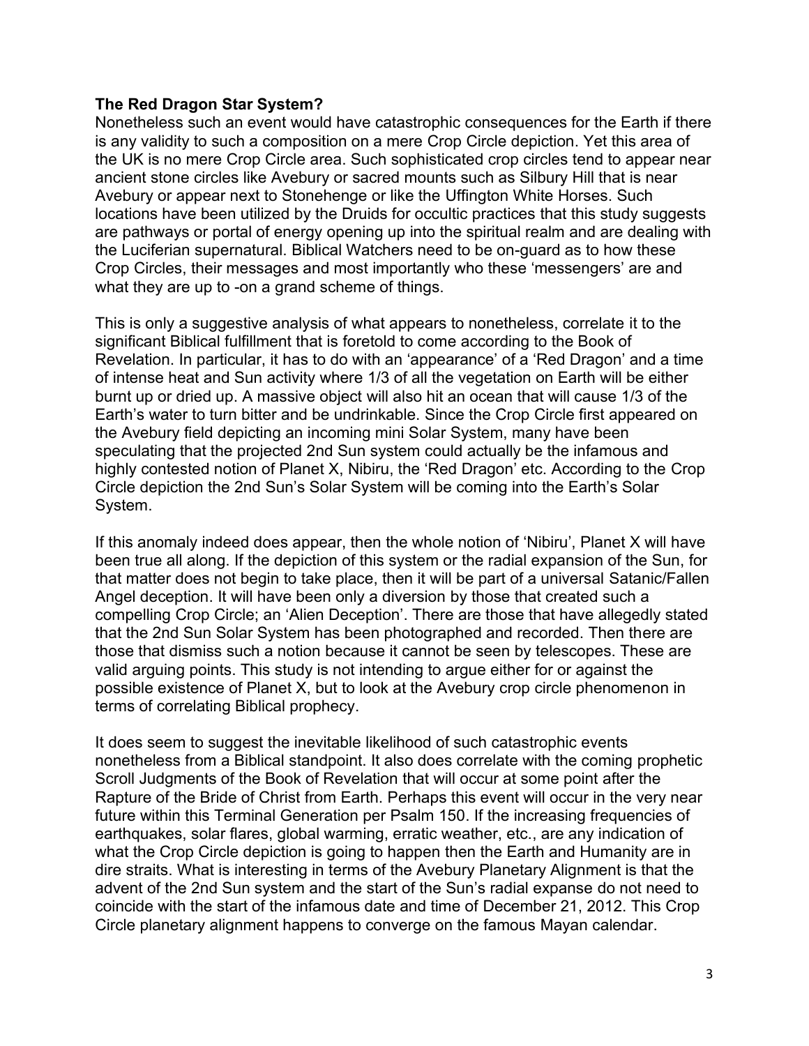**The Red Dragon Star System?**

Nonetheless such an event would have catastrophic consequences for the Earth if there is any validity to such a composition on a mere Crop Circle depiction. Yet this area of the UK is no mere Crop Circle area. Such sophisticated crop circles tend to appear near ancient stone circles like Avebury or sacred mounts such as Silbury Hill that is near Avebury or appear next to Stonehenge or like the Uffington White Horses. Such locations have been utilized by the Druids for occultic practices that this study suggests are pathways or portal of energy opening up into the spiritual realm and are dealing with the Luciferian supernatural. Biblical Watchers need to be on-guard as to how these Crop Circles, their messages and most importantly who these 'messengers' are and what they are up to -on a grand scheme of things.

This is only a suggestive analysis of what appears to nonetheless, correlate it to the significant Biblical fulfillment that is foretold to come according to the Book of Revelation. In particular, it has to do with an 'appearance' of a 'Red Dragon' and a time of intense heat and Sun activity where 1/3 of all the vegetation on Earth will be either burnt up or dried up. A massive object will also hit an ocean that will cause 1/3 of the Earth's water to turn bitter and be undrinkable. Since the Crop Circle first appeared on the Avebury field depicting an incoming mini Solar System, many have been speculating that the projected 2nd Sun system could actually be the infamous and highly contested notion of Planet X, Nibiru, the 'Red Dragon' etc. According to the Crop Circle depiction the 2nd Sun's Solar System will be coming into the Earth's Solar System.

If this anomaly indeed does appear, then the whole notion of 'Nibiru', Planet X will have been true all along. If the depiction of this system or the radial expansion of the Sun, for that matter does not begin to take place, then it will be part of a universal Satanic/Fallen Angel deception. It will have been only a diversion by those that created such a compelling Crop Circle; an 'Alien Deception'. There are those that have allegedly stated that the 2nd Sun Solar System has been photographed and recorded. Then there are those that dismiss such a notion because it cannot be seen by telescopes. These are valid arguing points. This study is not intending to argue either for or against the possible existence of Planet X, but to look at the Avebury crop circle phenomenon in terms of correlating Biblical prophecy.

It does seem to suggest the inevitable likelihood of such catastrophic events nonetheless from a Biblical standpoint. It also does correlate with the coming prophetic Scroll Judgments of the Book of Revelation that will occur at some point after the Rapture of the Bride of Christ from Earth. Perhaps this event will occur in the very near future within this Terminal Generation per Psalm 150. If the increasing frequencies of earthquakes, solar flares, global warming, erratic weather, etc., are any indication of what the Crop Circle depiction is going to happen then the Earth and Humanity are in dire straits. What is interesting in terms of the Avebury Planetary Alignment is that the advent of the 2nd Sun system and the start of the Sun's radial expanse do not need to coincide with the start of the infamous date and time of December 21, 2012. This Crop Circle planetary alignment happens to converge on the famous Mayan calendar.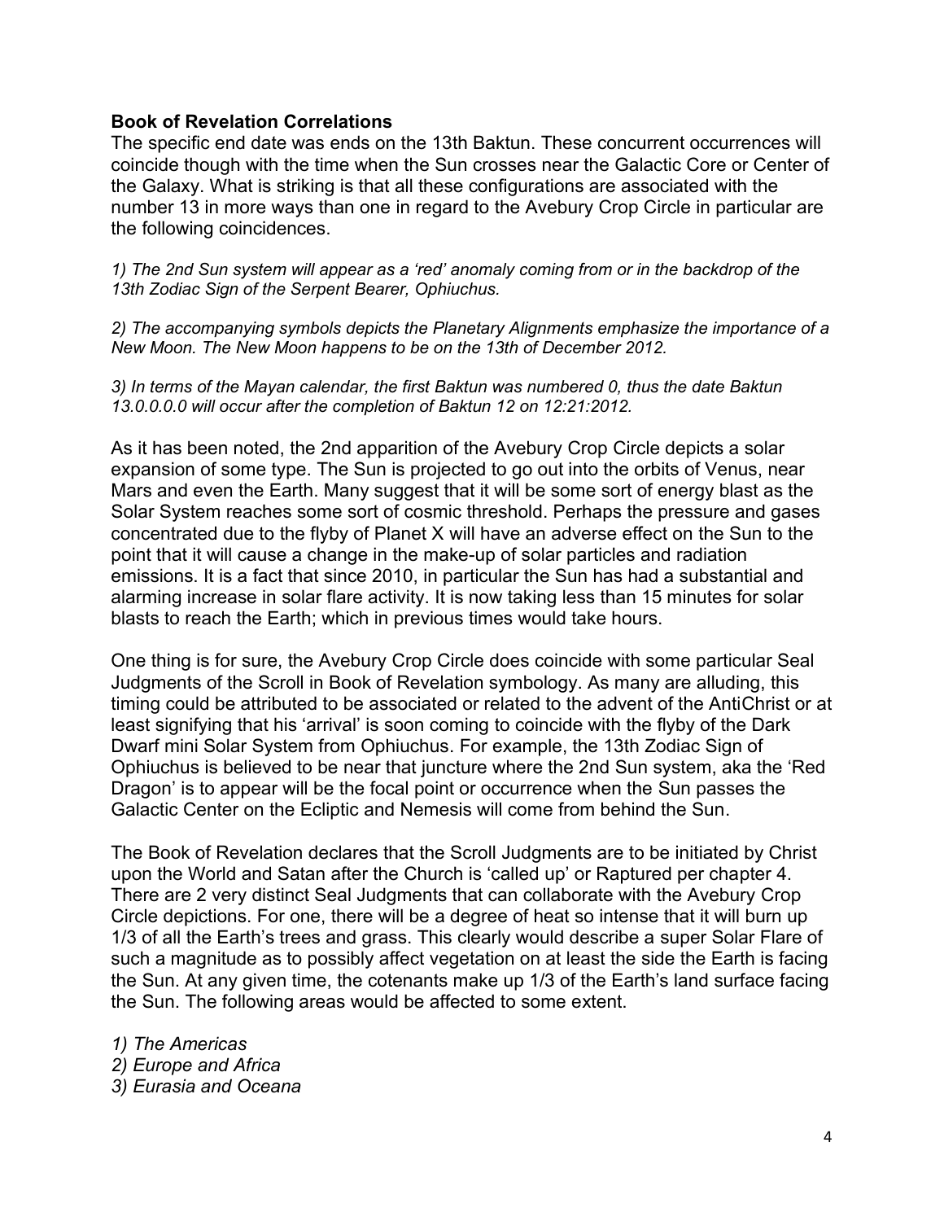**Book of Revelation Correlations**

The specific end date was ends on the 13th Baktun. These concurrent occurrences will coincide though with the time when the Sun crosses near the Galactic Core or Center of the Galaxy. What is striking is that all these configurations are associated with the number 13 in more ways than one in regard to the Avebury Crop Circle in particular are the following coincidences.

*1) The 2nd Sun system will appear as a 'red' anomaly coming from or in the backdrop of the 13th Zodiac Sign of the Serpent Bearer, Ophiuchus.*

*2) The accompanying symbols depicts the Planetary Alignments emphasize the importance of a New Moon. The New Moon happens to be on the 13th of December 2012.*

*3) In terms of the Mayan calendar, the first Baktun was numbered 0, thus the date Baktun 13.0.0.0.0 will occur after the completion of Baktun 12 on 12:21:2012.*

As it has been noted, the 2nd apparition of the Avebury Crop Circle depicts a solar expansion of some type. The Sun is projected to go out into the orbits of Venus, near Mars and even the Earth. Many suggest that it will be some sort of energy blast as the Solar System reaches some sort of cosmic threshold. Perhaps the pressure and gases concentrated due to the flyby of Planet X will have an adverse effect on the Sun to the point that it will cause a change in the make-up of solar particles and radiation emissions. It is a fact that since 2010, in particular the Sun has had a substantial and alarming increase in solar flare activity. It is now taking less than 15 minutes for solar blasts to reach the Earth; which in previous times would take hours.

One thing is for sure, the Avebury Crop Circle does coincide with some particular Seal Judgments of the Scroll in Book of Revelation symbology. As many are alluding, this timing could be attributed to be associated or related to the advent of the AntiChrist or at least signifying that his 'arrival' is soon coming to coincide with the flyby of the Dark Dwarf mini Solar System from Ophiuchus. For example, the 13th Zodiac Sign of Ophiuchus is believed to be near that juncture where the 2nd Sun system, aka the 'Red Dragon' is to appear will be the focal point or occurrence when the Sun passes the Galactic Center on the Ecliptic and Nemesis will come from behind the Sun.

The Book of Revelation declares that the Scroll Judgments are to be initiated by Christ upon the World and Satan after the Church is 'called up' or Raptured per chapter 4. There are 2 very distinct Seal Judgments that can collaborate with the Avebury Crop Circle depictions. For one, there will be a degree of heat so intense that it will burn up 1/3 of all the Earth's trees and grass. This clearly would describe a super Solar Flare of such a magnitude as to possibly affect vegetation on at least the side the Earth is facing the Sun. At any given time, the cotenants make up 1/3 of the Earth's land surface facing the Sun. The following areas would be affected to some extent.

*1) The Americas*
*2) Europe and Africa*
*3) Eurasia and Oceana*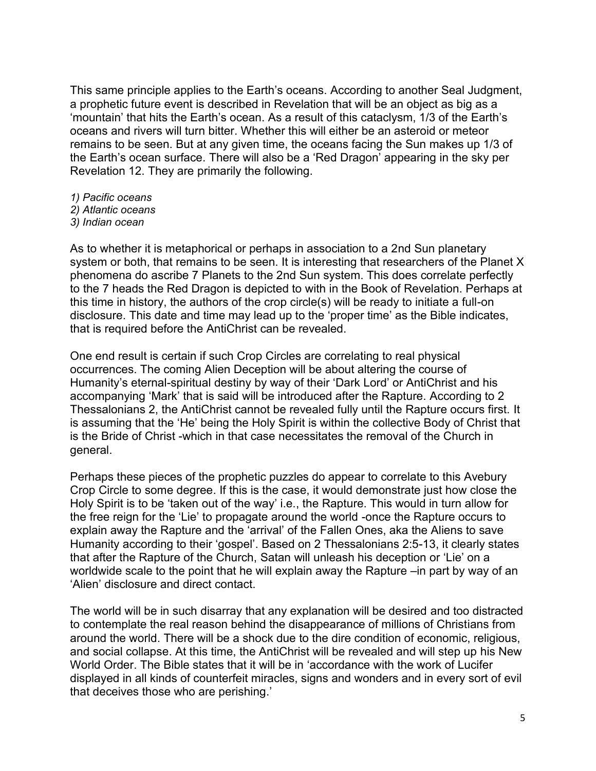This same principle applies to the Earth's oceans. According to another Seal Judgment, a prophetic future event is described in Revelation that will be an object as big as a 'mountain' that hits the Earth's ocean. As a result of this cataclysm, 1/3 of the Earth's oceans and rivers will turn bitter. Whether this will either be an asteroid or meteor remains to be seen. But at any given time, the oceans facing the Sun makes up 1/3 of the Earth's ocean surface. There will also be a 'Red Dragon' appearing in the sky per Revelation 12. They are primarily the following.

*1) Pacific oceans*
*2) Atlantic oceans*
*3) Indian ocean*

As to whether it is metaphorical or perhaps in association to a 2nd Sun planetary system or both, that remains to be seen. It is interesting that researchers of the Planet X phenomena do ascribe 7 Planets to the 2nd Sun system. This does correlate perfectly to the 7 heads the Red Dragon is depicted to with in the Book of Revelation. Perhaps at this time in history, the authors of the crop circle(s) will be ready to initiate a full-on disclosure. This date and time may lead up to the 'proper time' as the Bible indicates, that is required before the AntiChrist can be revealed.

One end result is certain if such Crop Circles are correlating to real physical occurrences. The coming Alien Deception will be about altering the course of Humanity's eternal-spiritual destiny by way of their 'Dark Lord' or AntiChrist and his accompanying 'Mark' that is said will be introduced after the Rapture. According to 2 Thessalonians 2, the AntiChrist cannot be revealed fully until the Rapture occurs first. It is assuming that the 'He' being the Holy Spirit is within the collective Body of Christ that is the Bride of Christ -which in that case necessitates the removal of the Church in general.

Perhaps these pieces of the prophetic puzzles do appear to correlate to this Avebury Crop Circle to some degree. If this is the case, it would demonstrate just how close the Holy Spirit is to be 'taken out of the way' i.e., the Rapture. This would in turn allow for the free reign for the 'Lie' to propagate around the world -once the Rapture occurs to explain away the Rapture and the 'arrival' of the Fallen Ones, aka the Aliens to save Humanity according to their 'gospel'. Based on 2 Thessalonians 2:5-13, it clearly states that after the Rapture of the Church, Satan will unleash his deception or 'Lie' on a worldwide scale to the point that he will explain away the Rapture –in part by way of an 'Alien' disclosure and direct contact.

The world will be in such disarray that any explanation will be desired and too distracted to contemplate the real reason behind the disappearance of millions of Christians from around the world. There will be a shock due to the dire condition of economic, religious, and social collapse. At this time, the AntiChrist will be revealed and will step up his New World Order. The Bible states that it will be in 'accordance with the work of Lucifer displayed in all kinds of counterfeit miracles, signs and wonders and in every sort of evil that deceives those who are perishing.'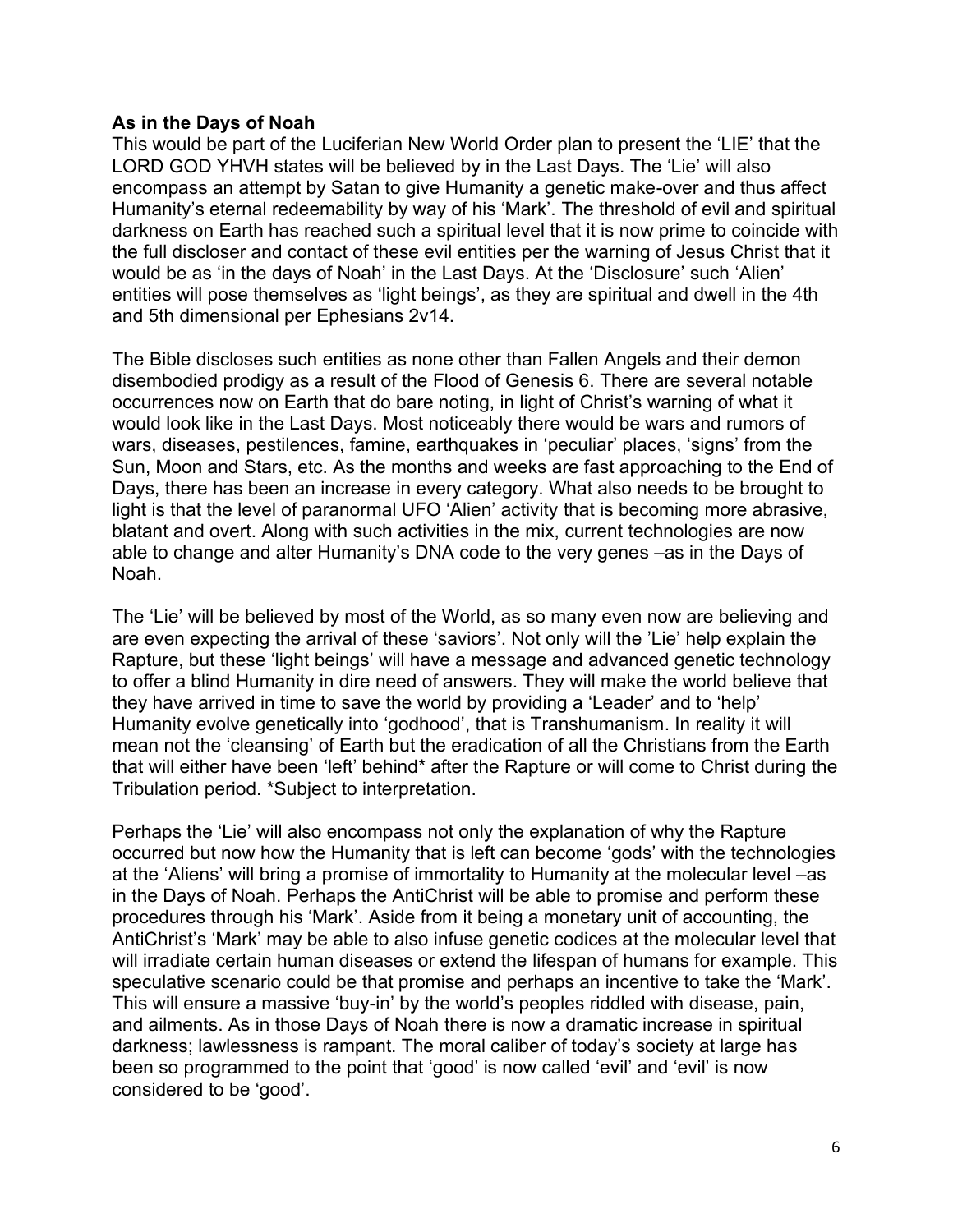**As in the Days of Noah**

This would be part of the Luciferian New World Order plan to present the 'LIE' that the LORD GOD YHVH states will be believed by in the Last Days. The 'Lie' will also encompass an attempt by Satan to give Humanity a genetic make-over and thus affect Humanity's eternal redeemability by way of his 'Mark'. The threshold of evil and spiritual darkness on Earth has reached such a spiritual level that it is now prime to coincide with the full discloser and contact of these evil entities per the warning of Jesus Christ that it would be as 'in the days of Noah' in the Last Days. At the 'Disclosure' such 'Alien' entities will pose themselves as 'light beings', as they are spiritual and dwell in the 4th and 5th dimensional per Ephesians 2v14.

The Bible discloses such entities as none other than Fallen Angels and their demon disembodied prodigy as a result of the Flood of Genesis 6. There are several notable occurrences now on Earth that do bare noting, in light of Christ's warning of what it would look like in the Last Days. Most noticeably there would be wars and rumors of wars, diseases, pestilences, famine, earthquakes in 'peculiar' places, 'signs' from the Sun, Moon and Stars, etc. As the months and weeks are fast approaching to the End of Days, there has been an increase in every category. What also needs to be brought to light is that the level of paranormal UFO 'Alien' activity that is becoming more abrasive, blatant and overt. Along with such activities in the mix, current technologies are now able to change and alter Humanity's DNA code to the very genes –as in the Days of Noah.

The 'Lie' will be believed by most of the World, as so many even now are believing and are even expecting the arrival of these 'saviors'. Not only will the 'Lie' help explain the Rapture, but these 'light beings' will have a message and advanced genetic technology to offer a blind Humanity in dire need of answers. They will make the world believe that they have arrived in time to save the world by providing a 'Leader' and to 'help' Humanity evolve genetically into 'godhood', that is Transhumanism. In reality it will mean not the 'cleansing' of Earth but the eradication of all the Christians from the Earth that will either have been 'left' behind* after the Rapture or will come to Christ during the Tribulation period. *Subject to interpretation.

Perhaps the 'Lie' will also encompass not only the explanation of why the Rapture occurred but now how the Humanity that is left can become 'gods' with the technologies at the 'Aliens' will bring a promise of immortality to Humanity at the molecular level –as in the Days of Noah. Perhaps the AntiChrist will be able to promise and perform these procedures through his 'Mark'. Aside from it being a monetary unit of accounting, the AntiChrist's 'Mark' may be able to also infuse genetic codices at the molecular level that will irradiate certain human diseases or extend the lifespan of humans for example. This speculative scenario could be that promise and perhaps an incentive to take the 'Mark'. This will ensure a massive 'buy-in' by the world's peoples riddled with disease, pain, and ailments. As in those Days of Noah there is now a dramatic increase in spiritual darkness; lawlessness is rampant. The moral caliber of today's society at large has been so programmed to the point that 'good' is now called 'evil' and 'evil' is now considered to be 'good'.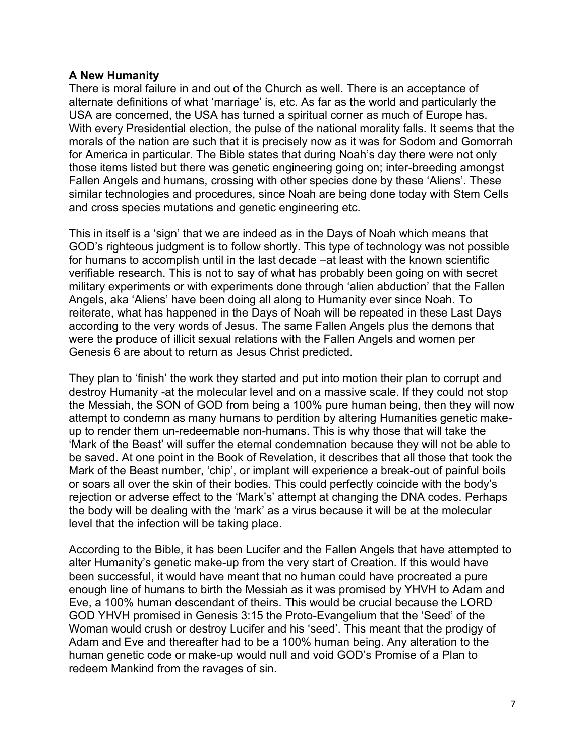**A New Humanity**

There is moral failure in and out of the Church as well. There is an acceptance of alternate definitions of what 'marriage' is, etc. As far as the world and particularly the USA are concerned, the USA has turned a spiritual corner as much of Europe has. With every Presidential election, the pulse of the national morality falls. It seems that the morals of the nation are such that it is precisely now as it was for Sodom and Gomorrah for America in particular. The Bible states that during Noah's day there were not only those items listed but there was genetic engineering going on; inter-breeding amongst Fallen Angels and humans, crossing with other species done by these 'Aliens'. These similar technologies and procedures, since Noah are being done today with Stem Cells and cross species mutations and genetic engineering etc.

This in itself is a 'sign' that we are indeed as in the Days of Noah which means that GOD's righteous judgment is to follow shortly. This type of technology was not possible for humans to accomplish until in the last decade –at least with the known scientific verifiable research. This is not to say of what has probably been going on with secret military experiments or with experiments done through 'alien abduction' that the Fallen Angels, aka 'Aliens' have been doing all along to Humanity ever since Noah. To reiterate, what has happened in the Days of Noah will be repeated in these Last Days according to the very words of Jesus. The same Fallen Angels plus the demons that were the produce of illicit sexual relations with the Fallen Angels and women per Genesis 6 are about to return as Jesus Christ predicted.

They plan to 'finish' the work they started and put into motion their plan to corrupt and destroy Humanity -at the molecular level and on a massive scale. If they could not stop the Messiah, the SON of GOD from being a 100% pure human being, then they will now attempt to condemn as many humans to perdition by altering Humanities genetic make-up to render them un-redeemable non-humans. This is why those that will take the 'Mark of the Beast' will suffer the eternal condemnation because they will not be able to be saved. At one point in the Book of Revelation, it describes that all those that took the Mark of the Beast number, 'chip', or implant will experience a break-out of painful boils or soars all over the skin of their bodies. This could perfectly coincide with the body's rejection or adverse effect to the 'Mark's' attempt at changing the DNA codes. Perhaps the body will be dealing with the 'mark' as a virus because it will be at the molecular level that the infection will be taking place.

According to the Bible, it has been Lucifer and the Fallen Angels that have attempted to alter Humanity's genetic make-up from the very start of Creation. If this would have been successful, it would have meant that no human could have procreated a pure enough line of humans to birth the Messiah as it was promised by YHVH to Adam and Eve, a 100% human descendant of theirs. This would be crucial because the LORD GOD YHVH promised in Genesis 3:15 the Proto-Evangelium that the 'Seed' of the Woman would crush or destroy Lucifer and his 'seed'. This meant that the prodigy of Adam and Eve and thereafter had to be a 100% human being. Any alteration to the human genetic code or make-up would null and void GOD's Promise of a Plan to redeem Mankind from the ravages of sin.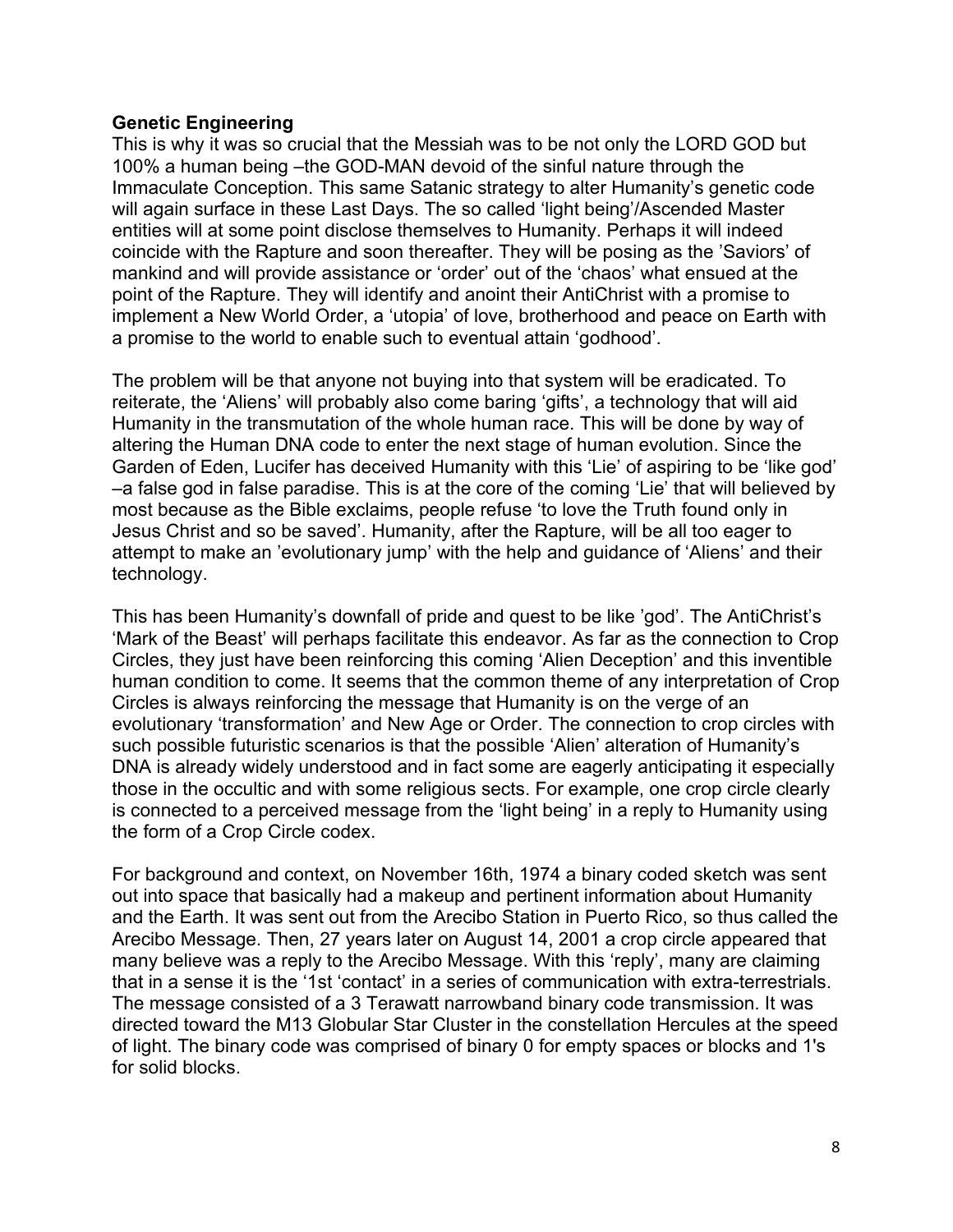**Genetic Engineering**

This is why it was so crucial that the Messiah was to be not only the LORD GOD but 100% a human being –the GOD-MAN devoid of the sinful nature through the Immaculate Conception. This same Satanic strategy to alter Humanity's genetic code will again surface in these Last Days. The so called 'light being'/Ascended Master entities will at some point disclose themselves to Humanity. Perhaps it will indeed coincide with the Rapture and soon thereafter. They will be posing as the 'Saviors' of mankind and will provide assistance or 'order' out of the 'chaos' what ensued at the point of the Rapture. They will identify and anoint their AntiChrist with a promise to implement a New World Order, a 'utopia' of love, brotherhood and peace on Earth with a promise to the world to enable such to eventual attain 'godhood'.

The problem will be that anyone not buying into that system will be eradicated. To reiterate, the 'Aliens' will probably also come baring 'gifts', a technology that will aid Humanity in the transmutation of the whole human race. This will be done by way of altering the Human DNA code to enter the next stage of human evolution. Since the Garden of Eden, Lucifer has deceived Humanity with this 'Lie' of aspiring to be 'like god' –a false god in false paradise. This is at the core of the coming 'Lie' that will believed by most because as the Bible exclaims, people refuse 'to love the Truth found only in Jesus Christ and so be saved'. Humanity, after the Rapture, will be all too eager to attempt to make an 'evolutionary jump' with the help and guidance of 'Aliens' and their technology.

This has been Humanity's downfall of pride and quest to be like 'god'. The AntiChrist's 'Mark of the Beast' will perhaps facilitate this endeavor. As far as the connection to Crop Circles, they just have been reinforcing this coming 'Alien Deception' and this inventible human condition to come. It seems that the common theme of any interpretation of Crop Circles is always reinforcing the message that Humanity is on the verge of an evolutionary 'transformation' and New Age or Order. The connection to crop circles with such possible futuristic scenarios is that the possible 'Alien' alteration of Humanity's DNA is already widely understood and in fact some are eagerly anticipating it especially those in the occultic and with some religious sects. For example, one crop circle clearly is connected to a perceived message from the 'light being' in a reply to Humanity using the form of a Crop Circle codex.

For background and context, on November 16th, 1974 a binary coded sketch was sent out into space that basically had a makeup and pertinent information about Humanity and the Earth. It was sent out from the Arecibo Station in Puerto Rico, so thus called the Arecibo Message. Then, 27 years later on August 14, 2001 a crop circle appeared that many believe was a reply to the Arecibo Message. With this 'reply', many are claiming that in a sense it is the '1st 'contact' in a series of communication with extra-terrestrials. The message consisted of a 3 Terawatt narrowband binary code transmission. It was directed toward the M13 Globular Star Cluster in the constellation Hercules at the speed of light. The binary code was comprised of binary 0 for empty spaces or blocks and 1's for solid blocks.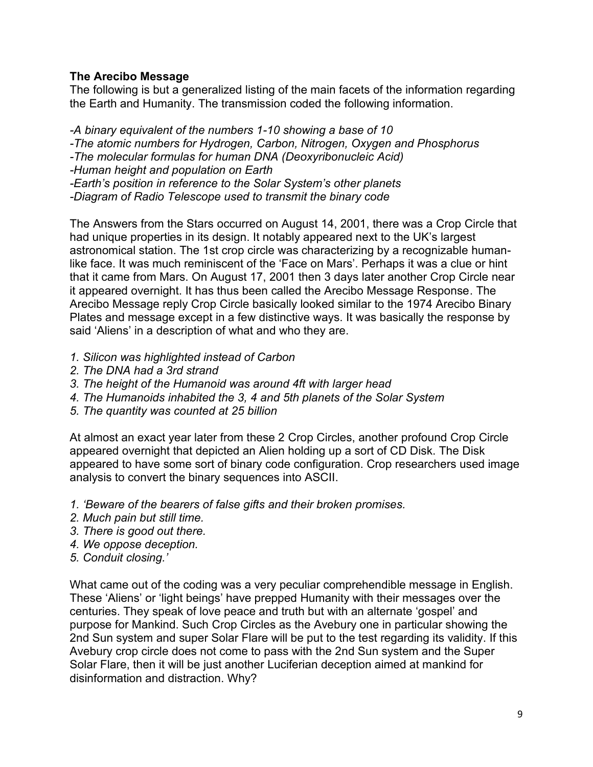**The Arecibo Message**

The following is but a generalized listing of the main facets of the information regarding the Earth and Humanity. The transmission coded the following information.

*-A binary equivalent of the numbers 1-10 showing a base of 10*
*-The atomic numbers for Hydrogen, Carbon, Nitrogen, Oxygen and Phosphorus*
*-The molecular formulas for human DNA (Deoxyribonucleic Acid)*
*-Human height and population on Earth*
*-Earth's position in reference to the Solar System's other planets*
*-Diagram of Radio Telescope used to transmit the binary code*

The Answers from the Stars occurred on August 14, 2001, there was a Crop Circle that had unique properties in its design. It notably appeared next to the UK's largest astronomical station. The 1st crop circle was characterizing by a recognizable human-like face. It was much reminiscent of the 'Face on Mars'. Perhaps it was a clue or hint that it came from Mars. On August 17, 2001 then 3 days later another Crop Circle near it appeared overnight. It has thus been called the Arecibo Message Response. The Arecibo Message reply Crop Circle basically looked similar to the 1974 Arecibo Binary Plates and message except in a few distinctive ways. It was basically the response by said 'Aliens' in a description of what and who they are.

1. *Silicon was highlighted instead of Carbon*
2. *The DNA had a 3rd strand*
3. *The height of the Humanoid was around 4ft with larger head*
4. *The Humanoids inhabited the 3, 4 and 5th planets of the Solar System*
5. *The quantity was counted at 25 billion*

At almost an exact year later from these 2 Crop Circles, another profound Crop Circle appeared overnight that depicted an Alien holding up a sort of CD Disk. The Disk appeared to have some sort of binary code configuration. Crop researchers used image analysis to convert the binary sequences into ASCII.

1. *'Beware of the bearers of false gifts and their broken promises.*
2. *Much pain but still time.*
3. *There is good out there.*
4. *We oppose deception.*
5. *Conduit closing.'*

What came out of the coding was a very peculiar comprehendible message in English. These 'Aliens' or 'light beings' have prepped Humanity with their messages over the centuries. They speak of love peace and truth but with an alternate 'gospel' and purpose for Mankind. Such Crop Circles as the Avebury one in particular showing the 2nd Sun system and super Solar Flare will be put to the test regarding its validity. If this Avebury crop circle does not come to pass with the 2nd Sun system and the Super Solar Flare, then it will be just another Luciferian deception aimed at mankind for disinformation and distraction. Why?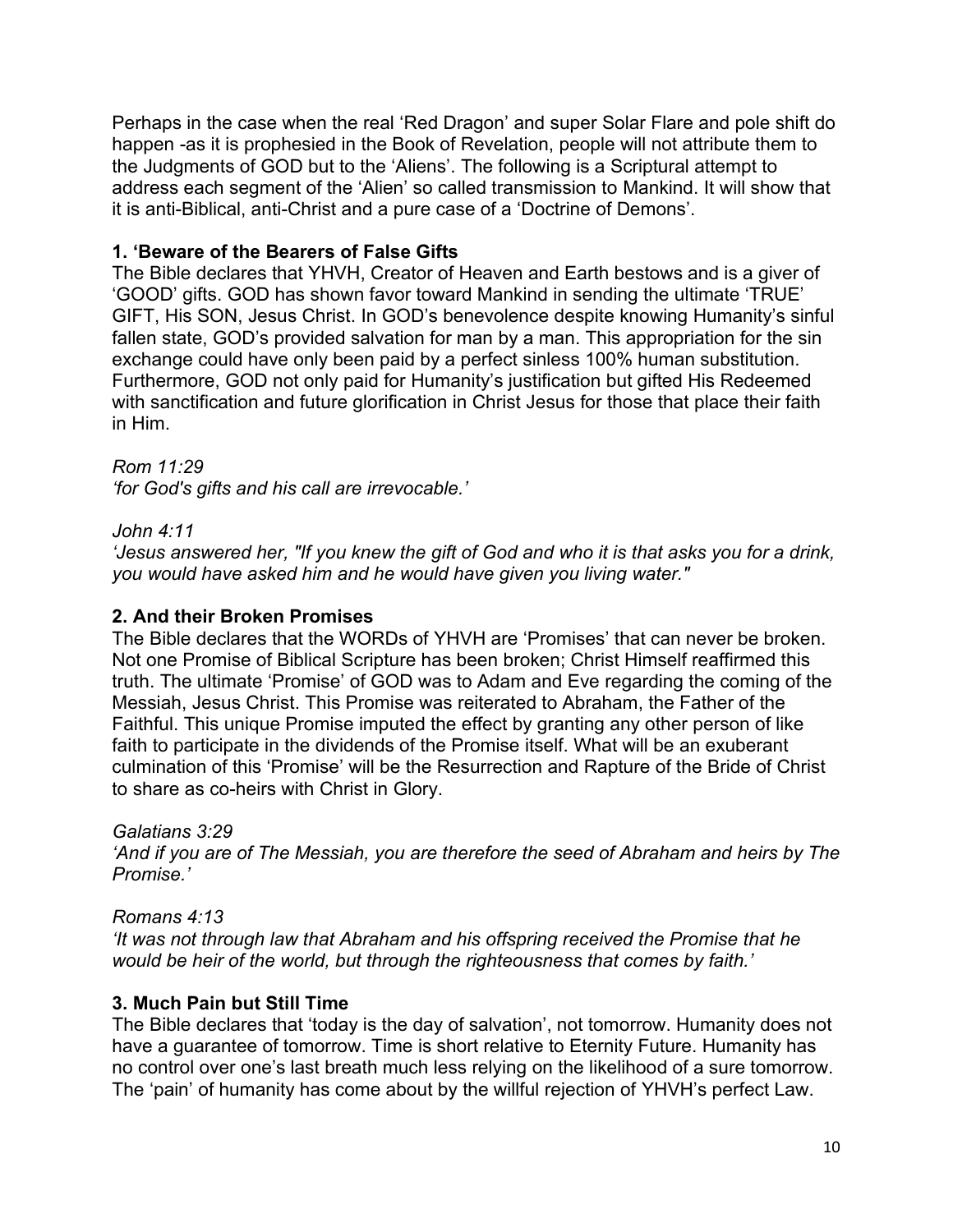Perhaps in the case when the real 'Red Dragon' and super Solar Flare and pole shift do happen -as it is prophesied in the Book of Revelation, people will not attribute them to the Judgments of GOD but to the 'Aliens'. The following is a Scriptural attempt to address each segment of the 'Alien' so called transmission to Mankind. It will show that it is anti-Biblical, anti-Christ and a pure case of a 'Doctrine of Demons'.

**1. 'Beware of the Bearers of False Gifts**

The Bible declares that YHVH, Creator of Heaven and Earth bestows and is a giver of 'GOOD' gifts. GOD has shown favor toward Mankind in sending the ultimate 'TRUE' GIFT, His SON, Jesus Christ. In GOD's benevolence despite knowing Humanity's sinful fallen state, GOD's provided salvation for man by a man. This appropriation for the sin exchange could have only been paid by a perfect sinless 100% human substitution. Furthermore, GOD not only paid for Humanity's justification but gifted His Redeemed with sanctification and future glorification in Christ Jesus for those that place their faith in Him.

*Rom 11:29*
*'for God's gifts and his call are irrevocable.'*

*John 4:11*
*'Jesus answered her, "If you knew the gift of God and who it is that asks you for a drink, you would have asked him and he would have given you living water."*

**2. And their Broken Promises**

The Bible declares that the WORDs of YHVH are 'Promises' that can never be broken. Not one Promise of Biblical Scripture has been broken; Christ Himself reaffirmed this truth. The ultimate 'Promise' of GOD was to Adam and Eve regarding the coming of the Messiah, Jesus Christ. This Promise was reiterated to Abraham, the Father of the Faithful. This unique Promise imputed the effect by granting any other person of like faith to participate in the dividends of the Promise itself. What will be an exuberant culmination of this 'Promise' will be the Resurrection and Rapture of the Bride of Christ to share as co-heirs with Christ in Glory.

*Galatians 3:29*
*'And if you are of The Messiah, you are therefore the seed of Abraham and heirs by The Promise.'*

*Romans 4:13*
*'It was not through law that Abraham and his offspring received the Promise that he would be heir of the world, but through the righteousness that comes by faith.'*

**3. Much Pain but Still Time**

The Bible declares that 'today is the day of salvation', not tomorrow. Humanity does not have a guarantee of tomorrow. Time is short relative to Eternity Future. Humanity has no control over one's last breath much less relying on the likelihood of a sure tomorrow. The 'pain' of humanity has come about by the willful rejection of YHVH's perfect Law.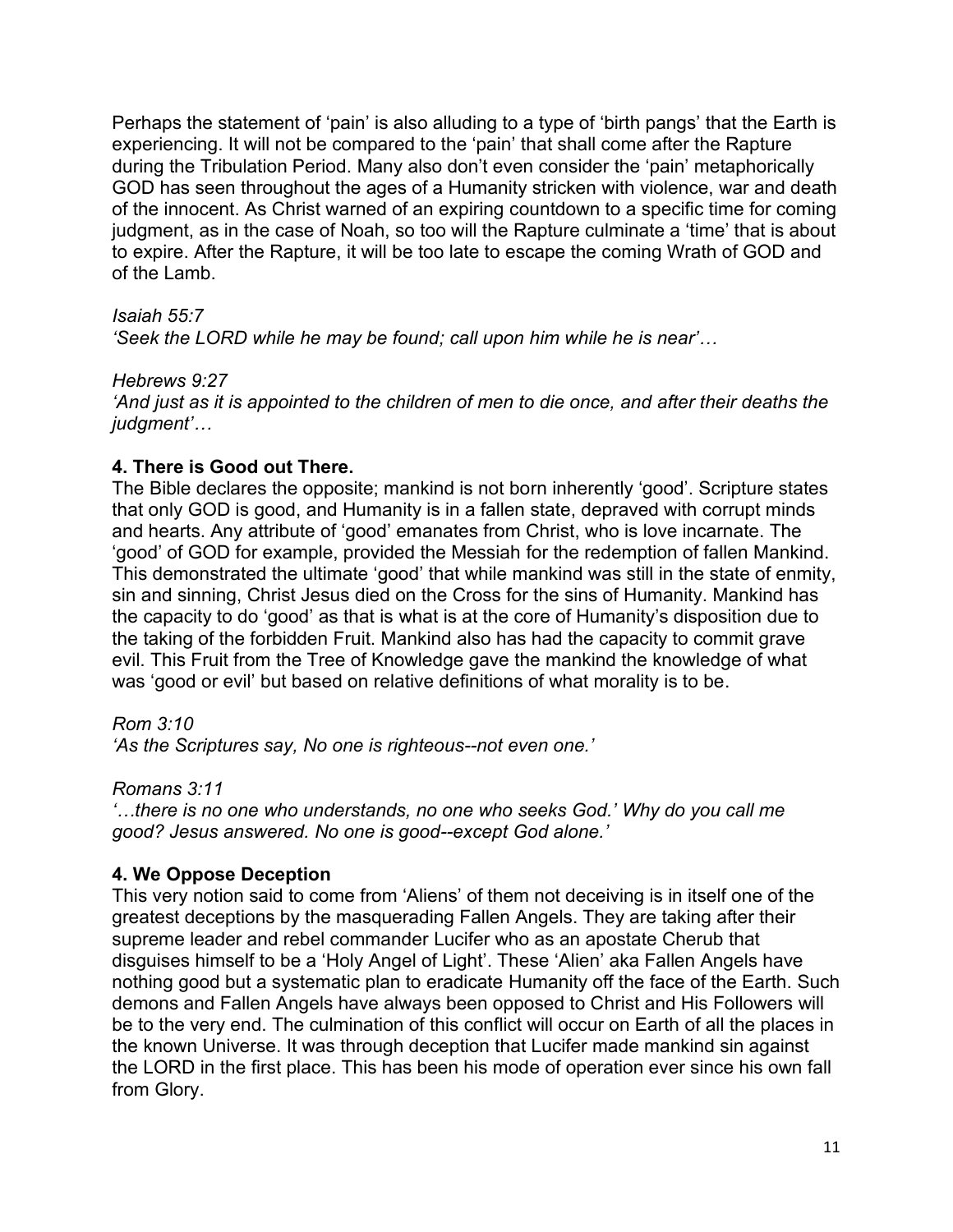Perhaps the statement of 'pain' is also alluding to a type of 'birth pangs' that the Earth is experiencing. It will not be compared to the 'pain' that shall come after the Rapture during the Tribulation Period. Many also don't even consider the 'pain' metaphorically GOD has seen throughout the ages of a Humanity stricken with violence, war and death of the innocent. As Christ warned of an expiring countdown to a specific time for coming judgment, as in the case of Noah, so too will the Rapture culminate a 'time' that is about to expire. After the Rapture, it will be too late to escape the coming Wrath of GOD and of the Lamb.

*Isaiah 55:7*
*'Seek the LORD while he may be found; call upon him while he is near'…*

*Hebrews 9:27*
*'And just as it is appointed to the children of men to die once, and after their deaths the judgment'…*

**4. There is Good out There.**
The Bible declares the opposite; mankind is not born inherently 'good'. Scripture states that only GOD is good, and Humanity is in a fallen state, depraved with corrupt minds and hearts. Any attribute of 'good' emanates from Christ, who is love incarnate. The 'good' of GOD for example, provided the Messiah for the redemption of fallen Mankind. This demonstrated the ultimate 'good' that while mankind was still in the state of enmity, sin and sinning, Christ Jesus died on the Cross for the sins of Humanity. Mankind has the capacity to do 'good' as that is what is at the core of Humanity's disposition due to the taking of the forbidden Fruit. Mankind also has had the capacity to commit grave evil. This Fruit from the Tree of Knowledge gave the mankind the knowledge of what was 'good or evil' but based on relative definitions of what morality is to be.

*Rom 3:10*
*'As the Scriptures say, No one is righteous--not even one.'*

*Romans 3:11*
*'…there is no one who understands, no one who seeks God.' Why do you call me good? Jesus answered. No one is good--except God alone.'*

**4. We Oppose Deception**
This very notion said to come from 'Aliens' of them not deceiving is in itself one of the greatest deceptions by the masquerading Fallen Angels. They are taking after their supreme leader and rebel commander Lucifer who as an apostate Cherub that disguises himself to be a 'Holy Angel of Light'. These 'Alien' aka Fallen Angels have nothing good but a systematic plan to eradicate Humanity off the face of the Earth. Such demons and Fallen Angels have always been opposed to Christ and His Followers will be to the very end. The culmination of this conflict will occur on Earth of all the places in the known Universe. It was through deception that Lucifer made mankind sin against the LORD in the first place. This has been his mode of operation ever since his own fall from Glory.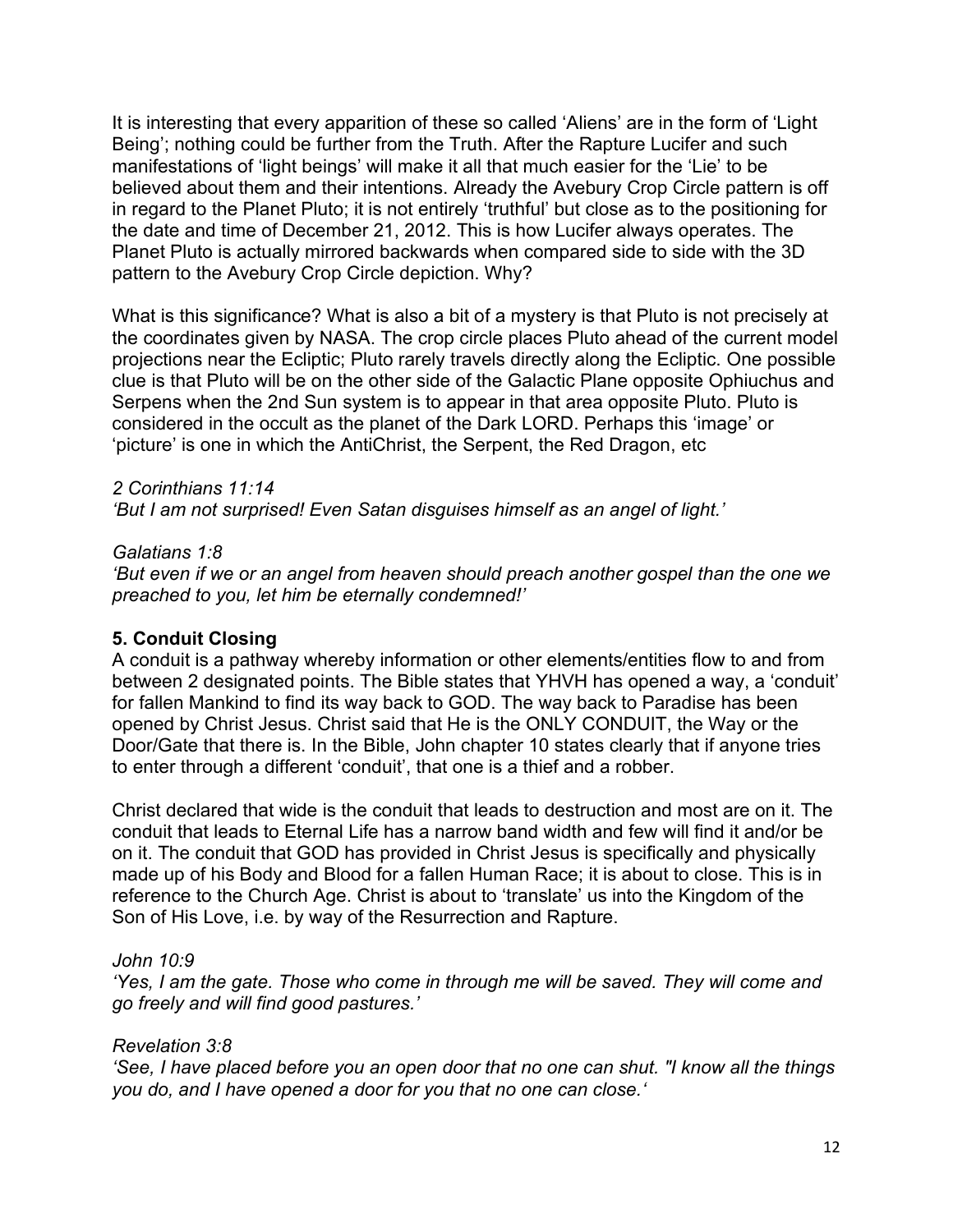It is interesting that every apparition of these so called 'Aliens' are in the form of 'Light Being'; nothing could be further from the Truth. After the Rapture Lucifer and such manifestations of 'light beings' will make it all that much easier for the 'Lie' to be believed about them and their intentions. Already the Avebury Crop Circle pattern is off in regard to the Planet Pluto; it is not entirely 'truthful' but close as to the positioning for the date and time of December 21, 2012. This is how Lucifer always operates. The Planet Pluto is actually mirrored backwards when compared side to side with the 3D pattern to the Avebury Crop Circle depiction. Why?

What is this significance? What is also a bit of a mystery is that Pluto is not precisely at the coordinates given by NASA. The crop circle places Pluto ahead of the current model projections near the Ecliptic; Pluto rarely travels directly along the Ecliptic. One possible clue is that Pluto will be on the other side of the Galactic Plane opposite Ophiuchus and Serpens when the 2nd Sun system is to appear in that area opposite Pluto. Pluto is considered in the occult as the planet of the Dark LORD. Perhaps this 'image' or 'picture' is one in which the AntiChrist, the Serpent, the Red Dragon, etc

*2 Corinthians 11:14*
*'But I am not surprised! Even Satan disguises himself as an angel of light.'*

*Galatians 1:8*
*'But even if we or an angel from heaven should preach another gospel than the one we preached to you, let him be eternally condemned!'*

**5. Conduit Closing**

A conduit is a pathway whereby information or other elements/entities flow to and from between 2 designated points. The Bible states that YHVH has opened a way, a 'conduit' for fallen Mankind to find its way back to GOD. The way back to Paradise has been opened by Christ Jesus. Christ said that He is the ONLY CONDUIT, the Way or the Door/Gate that there is. In the Bible, John chapter 10 states clearly that if anyone tries to enter through a different 'conduit', that one is a thief and a robber.

Christ declared that wide is the conduit that leads to destruction and most are on it. The conduit that leads to Eternal Life has a narrow band width and few will find it and/or be on it. The conduit that GOD has provided in Christ Jesus is specifically and physically made up of his Body and Blood for a fallen Human Race; it is about to close. This is in reference to the Church Age. Christ is about to 'translate' us into the Kingdom of the Son of His Love, i.e. by way of the Resurrection and Rapture.

*John 10:9*
*'Yes, I am the gate. Those who come in through me will be saved. They will come and go freely and will find good pastures.'*

*Revelation 3:8*
*'See, I have placed before you an open door that no one can shut. "I know all the things you do, and I have opened a door for you that no one can close.'*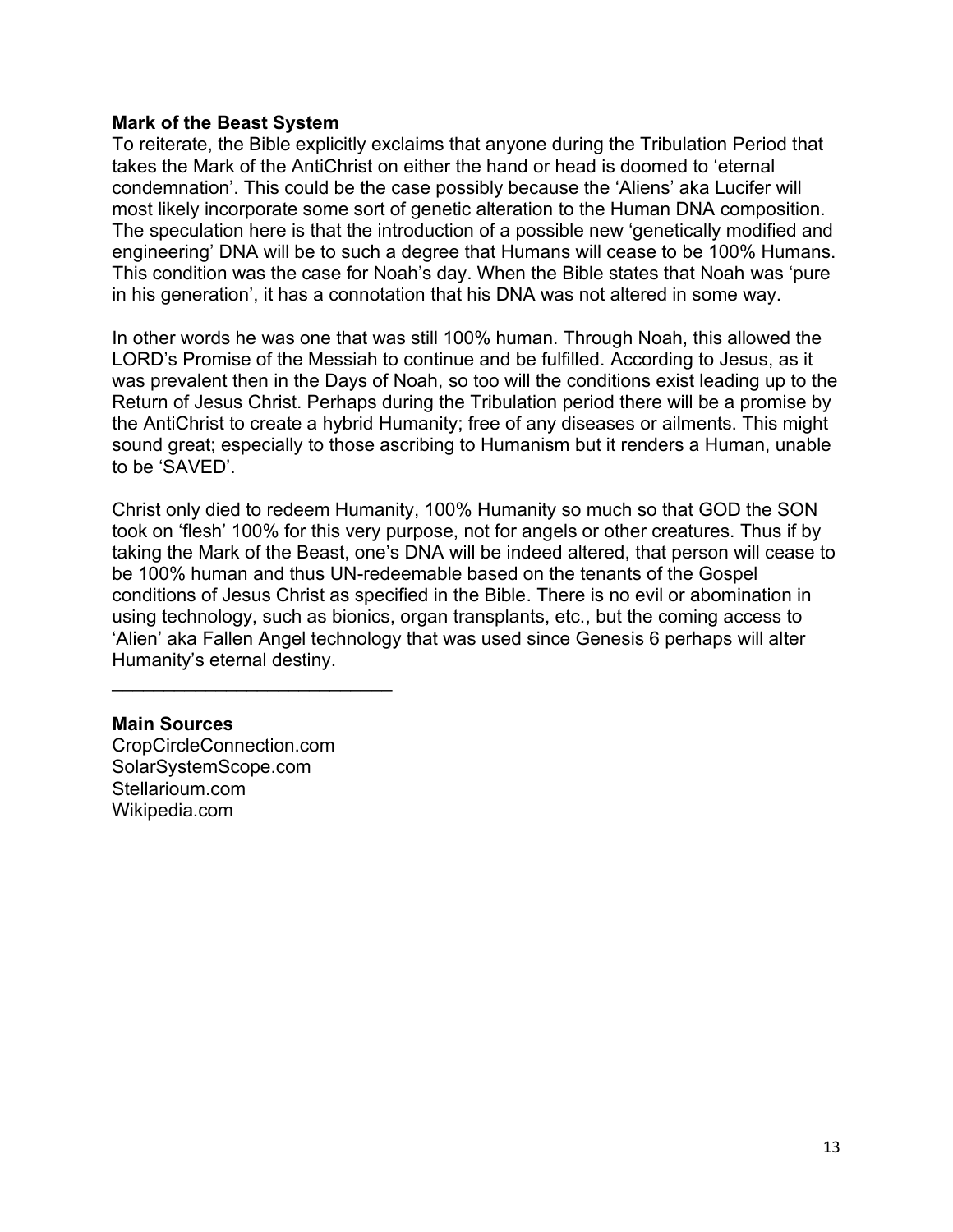**Mark of the Beast System**

To reiterate, the Bible explicitly exclaims that anyone during the Tribulation Period that takes the Mark of the AntiChrist on either the hand or head is doomed to 'eternal condemnation'. This could be the case possibly because the 'Aliens' aka Lucifer will most likely incorporate some sort of genetic alteration to the Human DNA composition. The speculation here is that the introduction of a possible new 'genetically modified and engineering' DNA will be to such a degree that Humans will cease to be 100% Humans. This condition was the case for Noah's day. When the Bible states that Noah was 'pure in his generation', it has a connotation that his DNA was not altered in some way.

In other words he was one that was still 100% human. Through Noah, this allowed the LORD's Promise of the Messiah to continue and be fulfilled. According to Jesus, as it was prevalent then in the Days of Noah, so too will the conditions exist leading up to the Return of Jesus Christ. Perhaps during the Tribulation period there will be a promise by the AntiChrist to create a hybrid Humanity; free of any diseases or ailments. This might sound great; especially to those ascribing to Humanism but it renders a Human, unable to be 'SAVED'.

Christ only died to redeem Humanity, 100% Humanity so much so that GOD the SON took on 'flesh' 100% for this very purpose, not for angels or other creatures. Thus if by taking the Mark of the Beast, one's DNA will be indeed altered, that person will cease to be 100% human and thus UN-redeemable based on the tenants of the Gospel conditions of Jesus Christ as specified in the Bible. There is no evil or abomination in using technology, such as bionics, organ transplants, etc., but the coming access to 'Alien' aka Fallen Angel technology that was used since Genesis 6 perhaps will alter Humanity's eternal destiny.

---

**Main Sources**

CropCircleConnection.com
SolarSystemScope.com
Stellarioum.com
Wikipedia.com